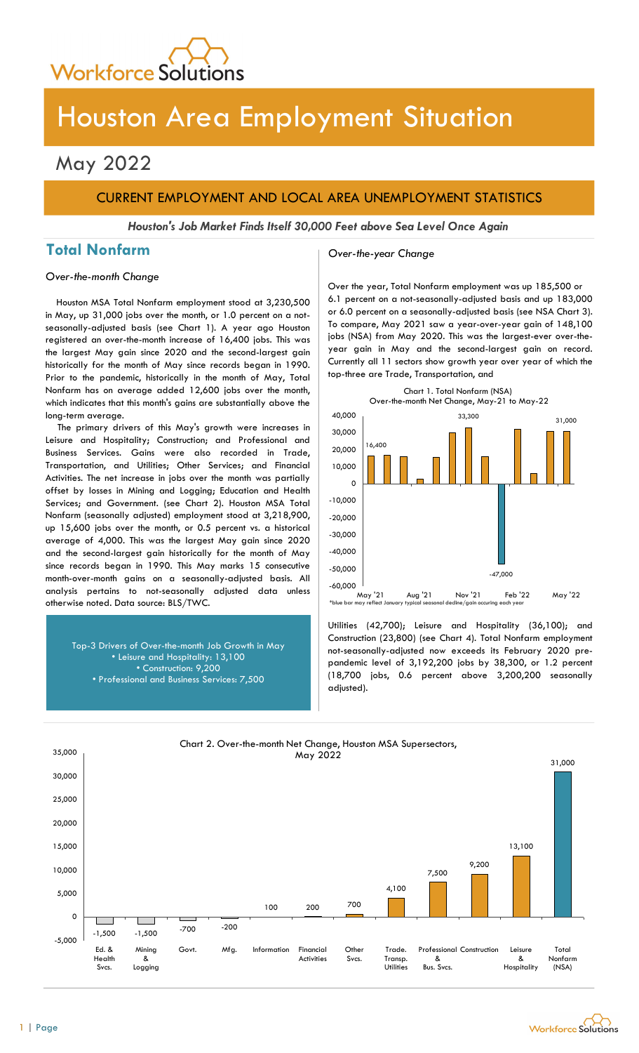# Houston Area Employment Situation

## May 2022

### CURRENT EMPLOYMENT AND LOCAL AREA UNEMPLOYMENT STATISTICS

***Houston's Job Market Finds Itself 30,000 Feet above Sea Level Once Again***

## Total Nonfarm

*Over-the-month Change*

Houston MSA Total Nonfarm employment stood at 3,230,500 in May, up 31,000 jobs over the month, or 1.0 percent on a not-seasonally-adjusted basis (see Chart 1). A year ago Houston registered an over-the-month increase of 16,400 jobs. This was the largest May gain since 2020 and the second-largest gain historically for the month of May since records began in 1990. Prior to the pandemic, historically in the month of May, Total Nonfarm has on average added 12,600 jobs over the month, which indicates that this month's gains are substantially above the long-term average.

The primary drivers of this May's growth were increases in Leisure and Hospitality; Construction; and Professional and Business Services. Gains were also recorded in Trade, Transportation, and Utilities; Other Services; and Financial Activities. The net increase in jobs over the month was partially offset by losses in Mining and Logging; Education and Health Services; and Government. (see Chart 2). Houston MSA Total Nonfarm (seasonally adjusted) employment stood at 3,218,900, up 15,600 jobs over the month, or 0.5 percent vs. a historical average of 4,000. This was the largest May gain since 2020 and the second-largest gain historically for the month of May since records began in 1990. This May marks 15 consecutive month-over-month gains on a seasonally-adjusted basis. All analysis pertains to not-seasonally adjusted data unless otherwise noted. Data source: BLS/TWC.

Top-3 Drivers of Over-the-month Job Growth in May
- Leisure and Hospitality: 13,100
- Construction: 9,200
- Professional and Business Services: 7,500

*Over-the-year Change*

Over the year, Total Nonfarm employment was up 185,500 or 6.1 percent on a not-seasonally-adjusted basis and up 183,000 or 6.0 percent on a seasonally-adjusted basis (see NSA Chart 3). To compare, May 2021 saw a year-over-year gain of 148,100 jobs (NSA) from May 2020. This was the largest-ever over-the-year gain in May and the second-largest gain on record. Currently all 11 sectors show growth year over year of which the top-three are Trade, Transportation, and Utilities (42,700); Leisure and Hospitality (36,100); and Construction (23,800) (see Chart 4). Total Nonfarm employment not-seasonally-adjusted now exceeds its February 2020 pre-pandemic level of 3,192,200 jobs by 38,300, or 1.2 percent (18,700 jobs, 0.6 percent above 3,200,200 seasonally adjusted).

Chart 1. Total Nonfarm (NSA) Over-the-month Net Change, May-21 to May-22

| Month | Net Change |
|---|---|
| May '21 | 16,400 |
| Nov '21 | 33,300 |
| Jan '22 | -47,000 |
| May '22 | 31,000 |

*blue bar may reflect January typical seasonal decline/gain occuring each year

Chart 2. Over-the-month Net Change, Houston MSA Supersectors, May 2022

| Supersector | Net Change |
|---|---|
| Ed. & Health Svcs. | -1,500 |
| Mining & Logging | -1,500 |
| Govt. | -700 |
| Mfg. | -200 |
| Information | 100 |
| Financial Activities | 200 |
| Other Svcs. | 700 |
| Trade. Transp. Utilities | 4,100 |
| Professional & Bus. Svcs. | 7,500 |
| Construction | 9,200 |
| Leisure & Hospitality | 13,100 |
| Total Nonfarm (NSA) | 31,000 |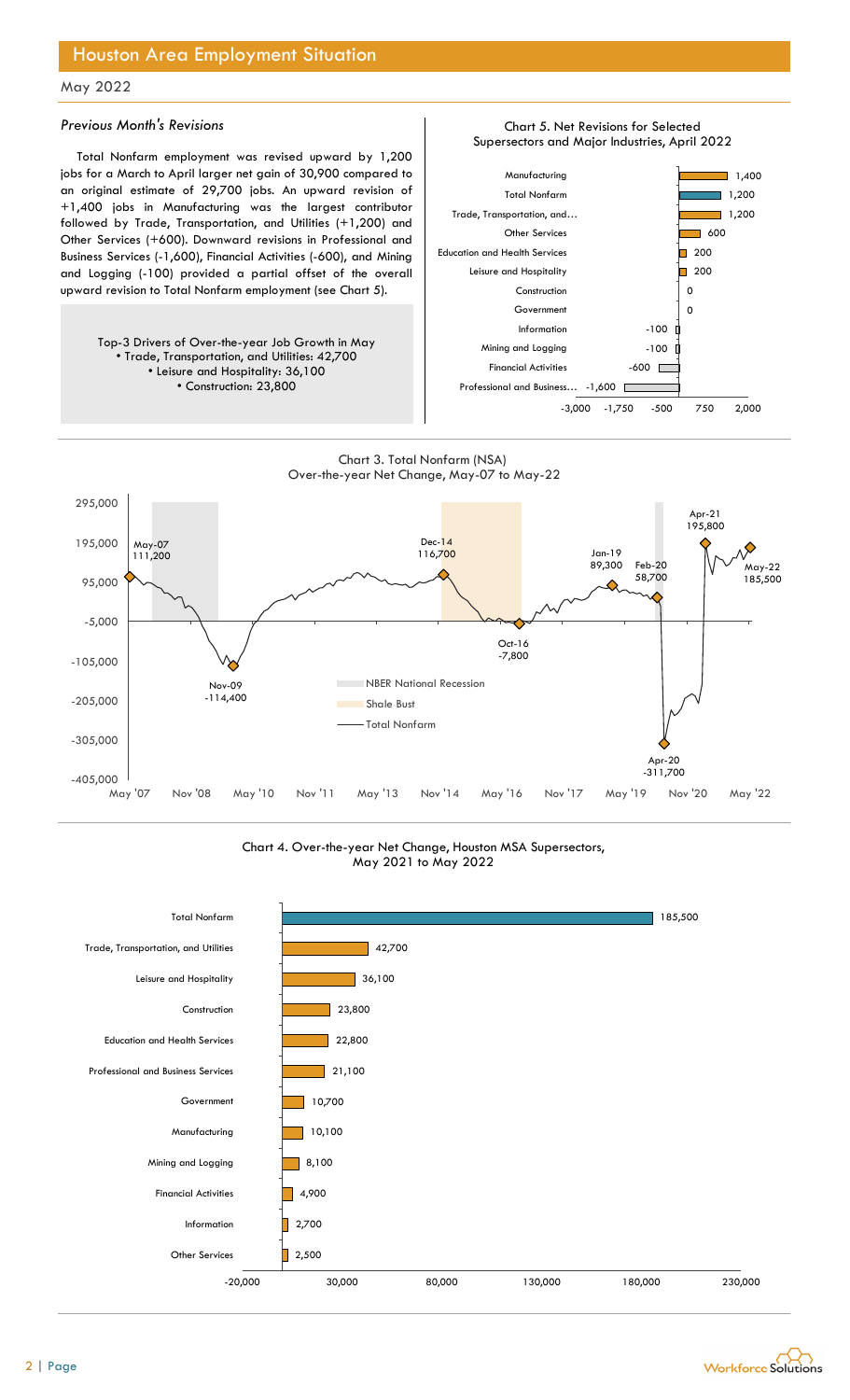## Houston Area Employment Situation

May 2022

### *Previous Month's Revisions*

Total Nonfarm employment was revised upward by 1,200 jobs for a March to April larger net gain of 30,900 compared to an original estimate of 29,700 jobs. An upward revision of +1,400 jobs in Manufacturing was the largest contributor followed by Trade, Transportation, and Utilities (+1,200) and Other Services (+600). Downward revisions in Professional and Business Services (-1,600), Financial Activities (-600), and Mining and Logging (-100) provided a partial offset of the overall upward revision to Total Nonfarm employment (see Chart 5).

Top-3 Drivers of Over-the-year Job Growth in May
- Trade, Transportation, and Utilities: 42,700
- Leisure and Hospitality: 36,100
- Construction: 23,800

Chart 5. Net Revisions for Selected Supersectors and Major Industries, April 2022

| Supersector | Revision |
|---|---|
| Manufacturing | 1,400 |
| Total Nonfarm | 1,200 |
| Trade, Transportation, and… | 1,200 |
| Other Services | 600 |
| Education and Health Services | 200 |
| Leisure and Hospitality | 200 |
| Construction | 0 |
| Government | 0 |
| Information | -100 |
| Mining and Logging | -100 |
| Financial Activities | -600 |
| Professional and Business… | -1,600 |

Chart 3. Total Nonfarm (NSA) Over-the-year Net Change, May-07 to May-22

| Label | Value |
|---|---|
| May-07 | 111,200 |
| Nov-09 | -114,400 |
| Dec-14 | 116,700 |
| Oct-16 | -7,800 |
| Jan-19 | 89,300 |
| Feb-20 | 58,700 |
| Apr-20 | -311,700 |
| Apr-21 | 195,800 |
| May-22 | 185,500 |

Legend: NBER National Recession; Shale Bust; Total Nonfarm

Chart 4. Over-the-year Net Change, Houston MSA Supersectors, May 2021 to May 2022

| Supersector | Net Change |
|---|---|
| Total Nonfarm | 185,500 |
| Trade, Transportation, and Utilities | 42,700 |
| Leisure and Hospitality | 36,100 |
| Construction | 23,800 |
| Education and Health Services | 22,800 |
| Professional and Business Services | 21,100 |
| Government | 10,700 |
| Manufacturing | 10,100 |
| Mining and Logging | 8,100 |
| Financial Activities | 4,900 |
| Information | 2,700 |
| Other Services | 2,500 |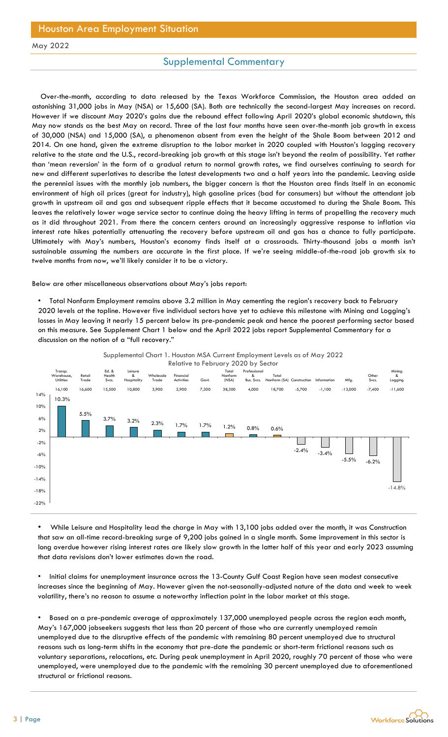# Houston Area Employment Situation

May 2022

## Supplemental Commentary

Over-the-month, according to data released by the Texas Workforce Commission, the Houston area added an astonishing 31,000 jobs in May (NSA) or 15,600 (SA). Both are technically the second-largest May increases on record. However if we discount May 2020's gains due the rebound effect following April 2020's global economic shutdown, this May now stands as the best May on record. Three of the last four months have seen over-the-month job growth in excess of 30,000 (NSA) and 15,000 (SA), a phenomenon absent from even the height of the Shale Boom between 2012 and 2014. On one hand, given the extreme disruption to the labor market in 2020 coupled with Houston's lagging recovery relative to the state and the U.S., record-breaking job growth at this stage isn't beyond the realm of possibility. Yet rather than 'mean reversion' in the form of a gradual return to normal growth rates, we find ourselves continuing to search for new and different superlatives to describe the latest developments two and a half years into the pandemic. Leaving aside the perennial issues with the monthly job numbers, the bigger concern is that the Houston area finds itself in an economic environment of high oil prices (great for industry), high gasoline prices (bad for consumers) but without the attendant job growth in upstream oil and gas and subsequent ripple effects that it became accustomed to during the Shale Boom. This leaves the relatively lower wage service sector to continue doing the heavy lifting in terms of propelling the recovery much as it did throughout 2021. From there the concern centers around an increasingly aggressive response to inflation via interest rate hikes potentially attenuating the recovery before upstream oil and gas has a chance to fully participate. Ultimately with May's numbers, Houston's economy finds itself at a crossroads. Thirty-thousand jobs a month isn't sustainable assuming the numbers are accurate in the first place. If we're seeing middle-of-the-road job growth six to twelve months from now, we'll likely consider it to be a victory.

Below are other miscellaneous observations about May's jobs report:

- Total Nonfarm Employment remains above 3.2 million in May cementing the region's recovery back to February 2020 levels at the topline. However five individual sectors have yet to achieve this milestone with Mining and Logging's losses in May leaving it nearly 15 percent below its pre-pandemic peak and hence the poorest performing sector based on this measure. See Supplement Chart 1 below and the April 2022 jobs report Supplemental Commentary for a discussion on the notion of a "full recovery."

Supplemental Chart 1. Houston MSA Current Employment Levels as of May 2022 Relative to February 2020 by Sector

| Sector | Change | Percent |
|---|---|---|
| Transp. Warehouse, Utilities | 16,100 | 10.3% |
| Retail Trade | 16,600 | 5.5% |
| Ed. & Health Svcs. | 15,500 | 3.7% |
| Leisure & Hospitality | 10,800 | 3.2% |
| Wholesale Trade | 3,900 | 2.3% |
| Financial Activities | 2,900 | 1.7% |
| Govt. | 7,300 | 1.7% |
| Total Nonfarm (NSA) | 38,300 | 1.2% |
| Professional & Bus. Svcs. | 4,000 | 0.8% |
| Total Nonfarm (SA) | 18,700 | 0.6% |
| Construction | -5,700 | -2.4% |
| Information | -1,100 | -3.4% |
| Mfg. | -13,000 | -5.5% |
| Other Svcs. | -7,400 | -6.2% |
| Mining & Logging | -11,600 | -14.8% |

- While Leisure and Hospitality lead the charge in May with 13,100 jobs added over the month, it was Construction that saw an all-time record-breaking surge of 9,200 jobs gained in a single month. Some improvement in this sector is long overdue however rising interest rates are likely slow growth in the latter half of this year and early 2023 assuming that data revisions don't lower estimates down the road.

- Initial claims for unemployment insurance across the 13-County Gulf Coast Region have seen modest consecutive increases since the beginning of May. However given the not-seasonally-adjusted nature of the data and week to week volatility, there's no reason to assume a noteworthy inflection point in the labor market at this stage.

- Based on a pre-pandemic average of approximately 137,000 unemployed people across the region each month, May's 167,000 jobseekers suggests that less than 20 percent of those who are currently unemployed remain unemployed due to the disruptive effects of the pandemic with remaining 80 percent unemployed due to structural reasons such as long-term shifts in the economy that pre-date the pandemic or short-term frictional reasons such as voluntary separations, relocations, etc. During peak unemployment in April 2020, roughly 70 percent of those who were unemployed, were unemployed due to the pandemic with the remaining 30 percent unemployed due to aforementioned structural or frictional reasons.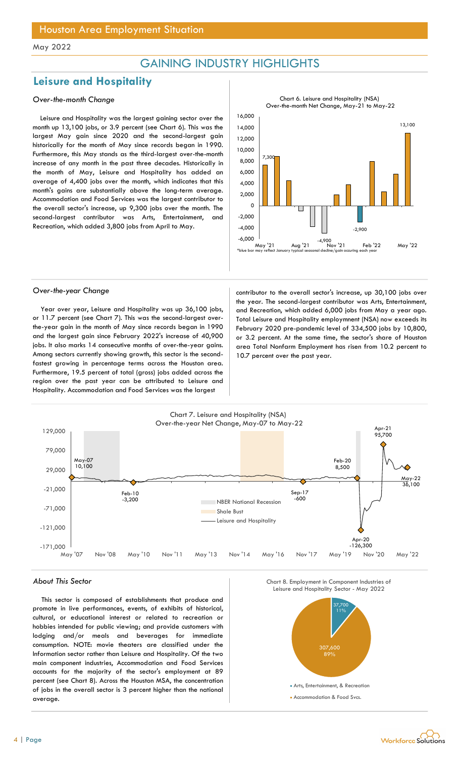Houston Area Employment Situation

May 2022

## GAINING INDUSTRY HIGHLIGHTS

# Leisure and Hospitality

*Over-the-month Change*

Leisure and Hospitality was the largest gaining sector over the month up 13,100 jobs, or 3.9 percent (see Chart 6). This was the largest May gain since 2020 and the second-largest gain historically for the month of May since records began in 1990. Furthermore, this May stands as the third-largest over-the-month increase of any month in the past three decades. Historically in the month of May, Leisure and Hospitality has added an average of 4,400 jobs over the month, which indicates that this month's gains are substantially above the long-term average. Accommodation and Food Services was the largest contributor to the overall sector's increase, up 9,300 jobs over the month. The second-largest contributor was Arts, Entertainment, and Recreation, which added 3,800 jobs from April to May.

Chart 6. Leisure and Hospitality (NSA)
Over-the-month Net Change, May-21 to May-22

*blue bar may reflect January typical seasonal decline/gain occuring each year

*Over-the-year Change*

Year over year, Leisure and Hospitality was up 36,100 jobs, or 11.7 percent (see Chart 7). This was the second-largest over-the-year gain in the month of May since records began in 1990 and the largest gain since February 2022's increase of 40,900 jobs. It also marks 14 consecutive months of over-the-year gains. Among sectors currently showing growth, this sector is the second-fastest growing in percentage terms across the Houston area. Furthermore, 19.5 percent of total (gross) jobs added across the region over the past year can be attributed to Leisure and Hospitality. Accommodation and Food Services was the largest contributor to the overall sector's increase, up 30,100 jobs over the year. The second-largest contributor was Arts, Entertainment, and Recreation, which added 6,000 jobs from May a year ago. Total Leisure and Hospitality employmnent (NSA) now exceeds its February 2020 pre-pandemic level of 334,500 jobs by 10,800, or 3.2 percent. At the same time, the sector's share of Houston area Total Nonfarm Employment has risen from 10.2 percent to 10.7 percent over the past year.

Chart 7. Leisure and Hospitality (NSA)
Over-the-year Net Change, May-07 to May-22

*About This Sector*

This sector is composed of establishments that produce and promote in live performances, events, of exhibits of historical, cultural, or educational interest or related to recreation or hobbies intended for public viewing; and provide customers with lodging and/or meals and beverages for immediate consumption. NOTE: movie theaters are classified under the Information sector rather than Leisure and Hospitality. Of the two main component industries, Accommodation and Food Services accounts for the majority of the sector's employment at 89 percent (see Chart 8). Across the Houston MSA, the concentration of jobs in the overall sector is 3 percent higher than the national average.

Chart 8. Employment in Component Industries of Leisure and Hospitality Sector - May 2022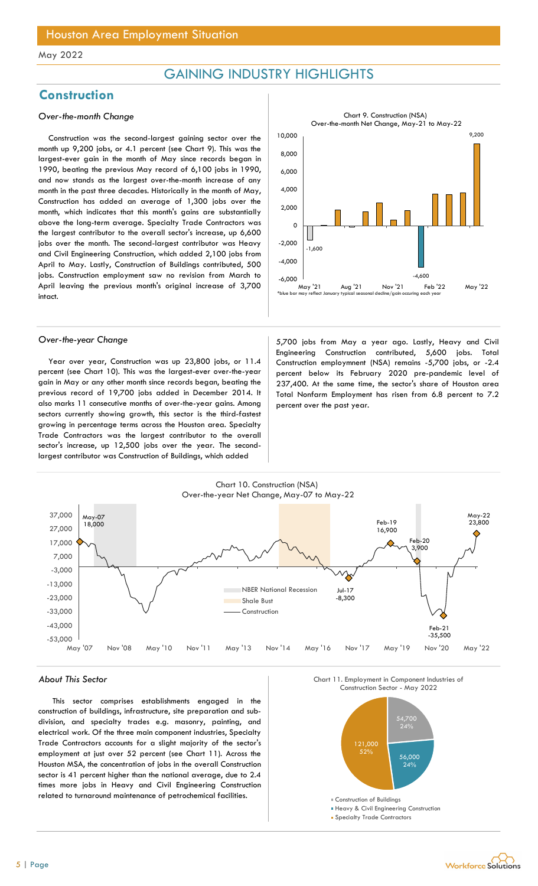# Houston Area Employment Situation

May 2022

## GAINING INDUSTRY HIGHLIGHTS

## Construction

### *Over-the-month Change*

Construction was the second-largest gaining sector over the month up 9,200 jobs, or 4.1 percent (see Chart 9). This was the largest-ever gain in the month of May since records began in 1990, beating the previous May record of 6,100 jobs in 1990, and now stands as the largest over-the-month increase of any month in the past three decades. Historically in the month of May, Construction has added an average of 1,300 jobs over the month, which indicates that this month's gains are substantially above the long-term average. Specialty Trade Contractors was the largest contributor to the overall sector's increase, up 6,600 jobs over the month. The second-largest contributor was Heavy and Civil Engineering Construction, which added 2,100 jobs from April to May. Lastly, Construction of Buildings contributed, 500 jobs. Construction employment saw no revision from March to April leaving the previous month's original increase of 3,700 intact.

Chart 9. Construction (NSA)
Over-the-month Net Change, May-21 to May-22

*blue bar may reflect January typical seasonal decline/gain occuring each year

### *Over-the-year Change*

Year over year, Construction was up 23,800 jobs, or 11.4 percent (see Chart 10). This was the largest-ever over-the-year gain in May or any other month since records began, beating the previous record of 19,700 jobs added in December 2014. It also marks 11 consecutive months of over-the-year gains. Among sectors currently showing growth, this sector is the third-fastest growing in percentage terms across the Houston area. Specialty Trade Contractors was the largest contributor to the overall sector's increase, up 12,500 jobs over the year. The second-largest contributor was Construction of Buildings, which added 5,700 jobs from May a year ago. Lastly, Heavy and Civil Engineering Construction contributed, 5,600 jobs. Total Construction employmnent (NSA) remains -5,700 jobs, or -2.4 percent below its February 2020 pre-pandemic level of 237,400. At the same time, the sector's share of Houston area Total Nonfarm Employment has risen from 6.8 percent to 7.2 percent over the past year.

Chart 10. Construction (NSA)
Over-the-year Net Change, May-07 to May-22

### *About This Sector*

This sector comprises establishments engaged in the construction of buildings, infrastructure, site preparation and sub-division, and specialty trades e.g. masonry, painting, and electrical work. Of the three main component industries, Specialty Trade Contractors accounts for a slight majority of the sector's employment at just over 52 percent (see Chart 11). Across the Houston MSA, the concentration of jobs in the overall Construction sector is 41 percent higher than the national average, due to 2.4 times more jobs in Heavy and Civil Engineering Construction related to turnaround maintenance of petrochemical facilities.

Chart 11. Employment in Component Industries of Construction Sector - May 2022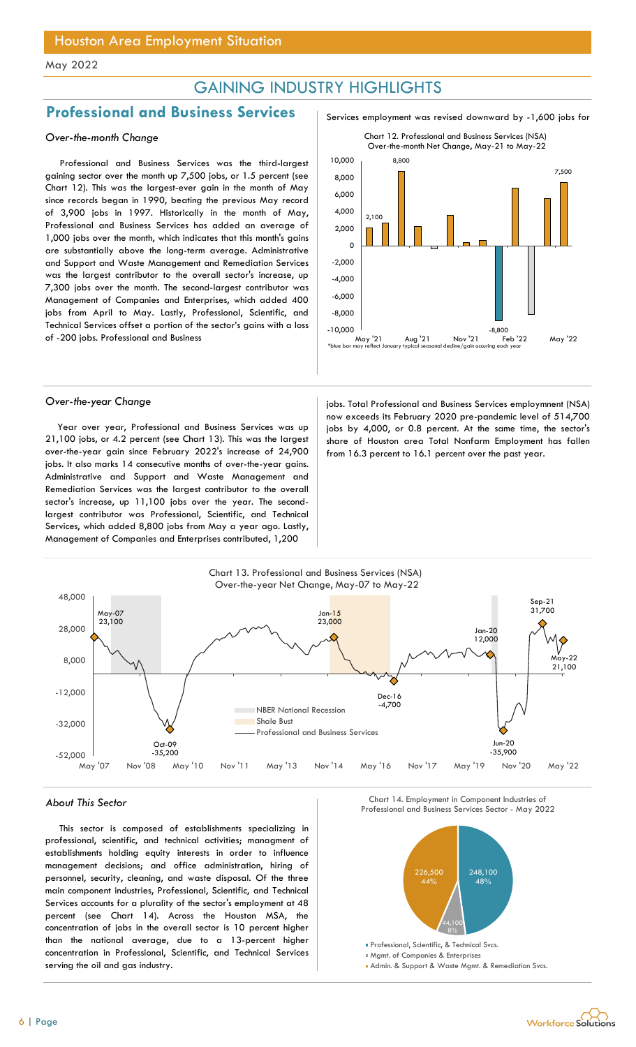## GAINING INDUSTRY HIGHLIGHTS

## Professional and Business Services

### *Over-the-month Change*

Professional and Business Services was the third-largest gaining sector over the month up 7,500 jobs, or 1.5 percent (see Chart 12). This was the largest-ever gain in the month of May since records began in 1990, beating the previous May record of 3,900 jobs in 1997. Historically in the month of May, Professional and Business Services has added an average of 1,000 jobs over the month, which indicates that this month's gains are substantially above the long-term average. Administrative and Support and Waste Management and Remediation Services was the largest contributor to the overall sector's increase, up 7,300 jobs over the month. The second-largest contributor was Management of Companies and Enterprises, which added 400 jobs from April to May. Lastly, Professional, Scientific, and Technical Services offset a portion of the sector's gains with a loss of -200 jobs. Professional and Business Services employment was revised downward by -1,600 jobs for

Chart 12. Professional and Business Services (NSA) Over-the-month Net Change, May-21 to May-22

*blue bar may reflect January typical seasonal decline/gain occuring each year

### *Over-the-year Change*

Year over year, Professional and Business Services was up 21,100 jobs, or 4.2 percent (see Chart 13). This was the largest over-the-year gain since February 2022's increase of 24,900 jobs. It also marks 14 consecutive months of over-the-year gains. Administrative and Support and Waste Management and Remediation Services was the largest contributor to the overall sector's increase, up 11,100 jobs over the year. The second-largest contributor was Professional, Scientific, and Technical Services, which added 8,800 jobs from May a year ago. Lastly, Management of Companies and Enterprises contributed, 1,200 jobs. Total Professional and Business Services employmnent (NSA) now exceeds its February 2020 pre-pandemic level of 514,700 jobs by 4,000, or 0.8 percent. At the same time, the sector's share of Houston area Total Nonfarm Employment has fallen from 16.3 percent to 16.1 percent over the past year.

Chart 13. Professional and Business Services (NSA) Over-the-year Net Change, May-07 to May-22

### *About This Sector*

This sector is composed of establishments specializing in professional, scientific, and technical activities; managment of establishments holding equity interests in order to influence management decisions; and office administration, hiring of personnel, security, cleaning, and waste disposal. Of the three main component industries, Professional, Scientific, and Technical Services accounts for a plurality of the sector's employment at 48 percent (see Chart 14). Across the Houston MSA, the concentration of jobs in the overall sector is 10 percent higher than the national average, due to a 13-percent higher concentration in Professional, Scientific, and Technical Services serving the oil and gas industry.

Chart 14. Employment in Component Industries of Professional and Business Services Sector - May 2022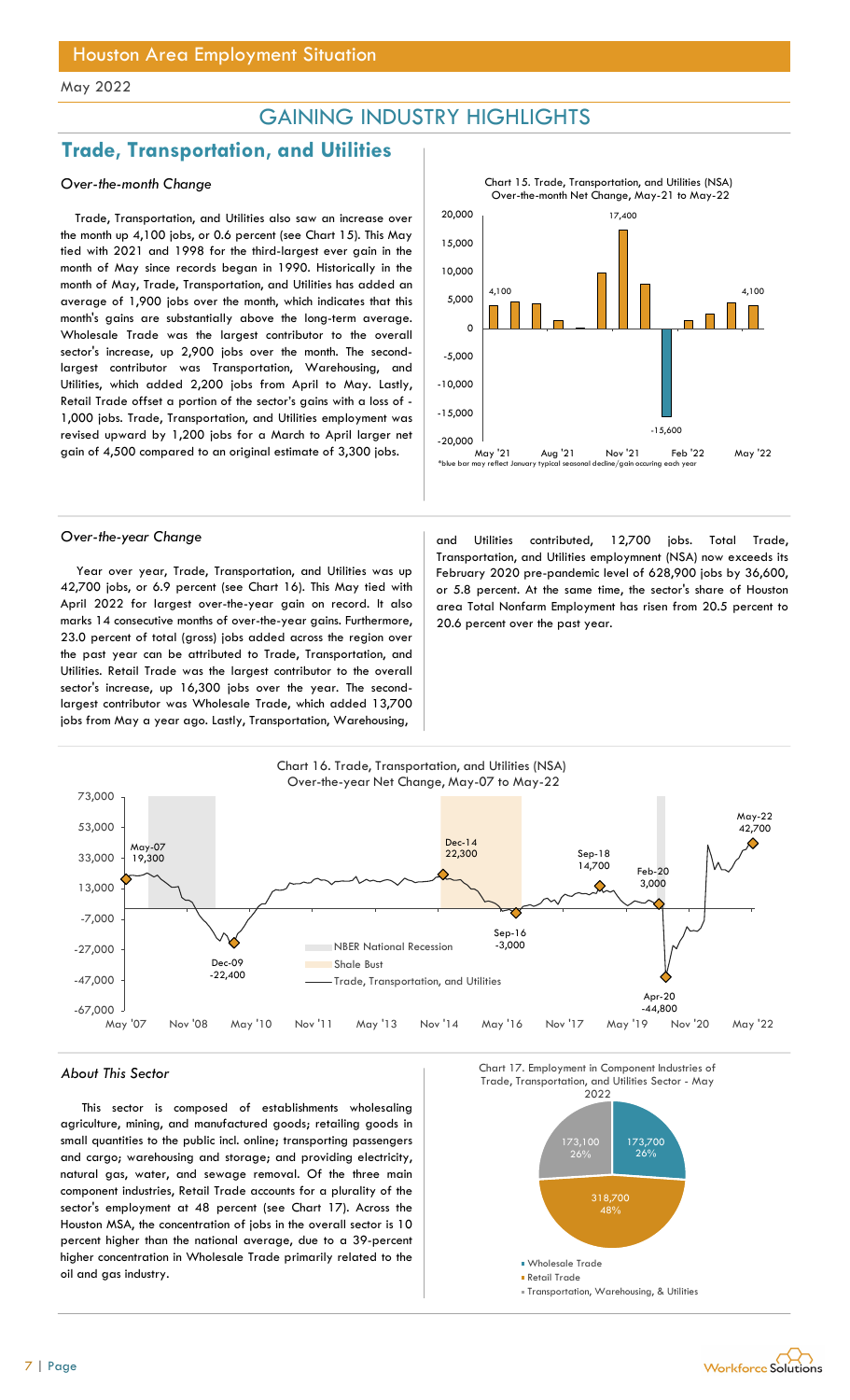May 2022

## GAINING INDUSTRY HIGHLIGHTS

## Trade, Transportation, and Utilities

*Over-the-month Change*

Trade, Transportation, and Utilities also saw an increase over the month up 4,100 jobs, or 0.6 percent (see Chart 15). This May tied with 2021 and 1998 for the third-largest ever gain in the month of May since records began in 1990. Historically in the month of May, Trade, Transportation, and Utilities has added an average of 1,900 jobs over the month, which indicates that this month's gains are substantially above the long-term average. Wholesale Trade was the largest contributor to the overall sector's increase, up 2,900 jobs over the month. The second-largest contributor was Transportation, Warehousing, and Utilities, which added 2,200 jobs from April to May. Lastly, Retail Trade offset a portion of the sector's gains with a loss of -1,000 jobs. Trade, Transportation, and Utilities employment was revised upward by 1,200 jobs for a March to April larger net gain of 4,500 compared to an original estimate of 3,300 jobs.

Chart 15. Trade, Transportation, and Utilities (NSA) Over-the-month Net Change, May-21 to May-22

*blue bar may reflect January typical seasonal decline/gain occuring each year

*Over-the-year Change*

Year over year, Trade, Transportation, and Utilities was up 42,700 jobs, or 6.9 percent (see Chart 16). This May tied with April 2022 for largest over-the-year gain on record. It also marks 14 consecutive months of over-the-year gains. Furthermore, 23.0 percent of total (gross) jobs added across the region over the past year can be attributed to Trade, Transportation, and Utilities. Retail Trade was the largest contributor to the overall sector's increase, up 16,300 jobs over the year. The second-largest contributor was Wholesale Trade, which added 13,700 jobs from May a year ago. Lastly, Transportation, Warehousing, and Utilities contributed, 12,700 jobs. Total Trade, Transportation, and Utilities employmnent (NSA) now exceeds its February 2020 pre-pandemic level of 628,900 jobs by 36,600, or 5.8 percent. At the same time, the sector's share of Houston area Total Nonfarm Employment has risen from 20.5 percent to 20.6 percent over the past year.

Chart 16. Trade, Transportation, and Utilities (NSA) Over-the-year Net Change, May-07 to May-22

*About This Sector*

This sector is composed of establishments wholesaling agriculture, mining, and manufactured goods; retailing goods in small quantities to the public incl. online; transporting passengers and cargo; warehousing and storage; and providing electricity, natural gas, water, and sewage removal. Of the three main component industries, Retail Trade accounts for a plurality of the sector's employment at 48 percent (see Chart 17). Across the Houston MSA, the concentration of jobs in the overall sector is 10 percent higher than the national average, due to a 39-percent higher concentration in Wholesale Trade primarily related to the oil and gas industry.

Chart 17. Employment in Component Industries of Trade, Transportation, and Utilities Sector - May 2022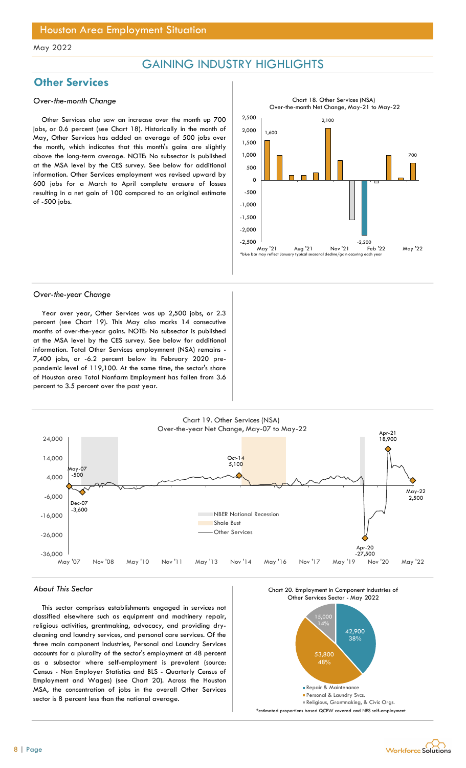# Houston Area Employment Situation

May 2022

## GAINING INDUSTRY HIGHLIGHTS

### Other Services

*Over-the-month Change*

Other Services also saw an increase over the month up 700 jobs, or 0.6 percent (see Chart 18). Historically in the month of May, Other Services has added an average of 500 jobs over the month, which indicates that this month's gains are slightly above the long-term average. NOTE: No subsector is published at the MSA level by the CES survey. See below for additional information. Other Services employment was revised upward by 600 jobs for a March to April complete erasure of losses resulting in a net gain of 100 compared to an original estimate of -500 jobs.

Chart 18. Other Services (NSA)
Over-the-month Net Change, May-21 to May-22

*blue bar may reflect January typical seasonal decline/gain occuring each year

*Over-the-year Change*

Year over year, Other Services was up 2,500 jobs, or 2.3 percent (see Chart 19). This May also marks 14 consecutive months of over-the-year gains. NOTE: No subsector is published at the MSA level by the CES survey. See below for additional information. Total Other Services employmnent (NSA) remains -7,400 jobs, or -6.2 percent below its February 2020 pre-pandemic level of 119,100. At the same time, the sector's share of Houston area Total Nonfarm Employment has fallen from 3.6 percent to 3.5 percent over the past year.

Chart 19. Other Services (NSA)
Over-the-year Net Change, May-07 to May-22

*About This Sector*

This sector comprises establishments engaged in services not classified elsewhere such as equipment and machinery repair, religious activities, grantmaking, advocacy, and providing dry-cleaning and laundry services, and personal care services. Of the three main component industries, Personal and Laundry Services accounts for a plurality of the sector's employment at 48 percent as a subsector where self-employment is prevalent (source: Census - Non Employer Statistics and BLS - Quarterly Census of Employment and Wages) (see Chart 20). Across the Houston MSA, the concentration of jobs in the overall Other Services sector is 8 percent less than the national average.

Chart 20. Employment in Component Industries of Other Services Sector - May 2022

*estimated proportions based QCEW covered and NES self-employment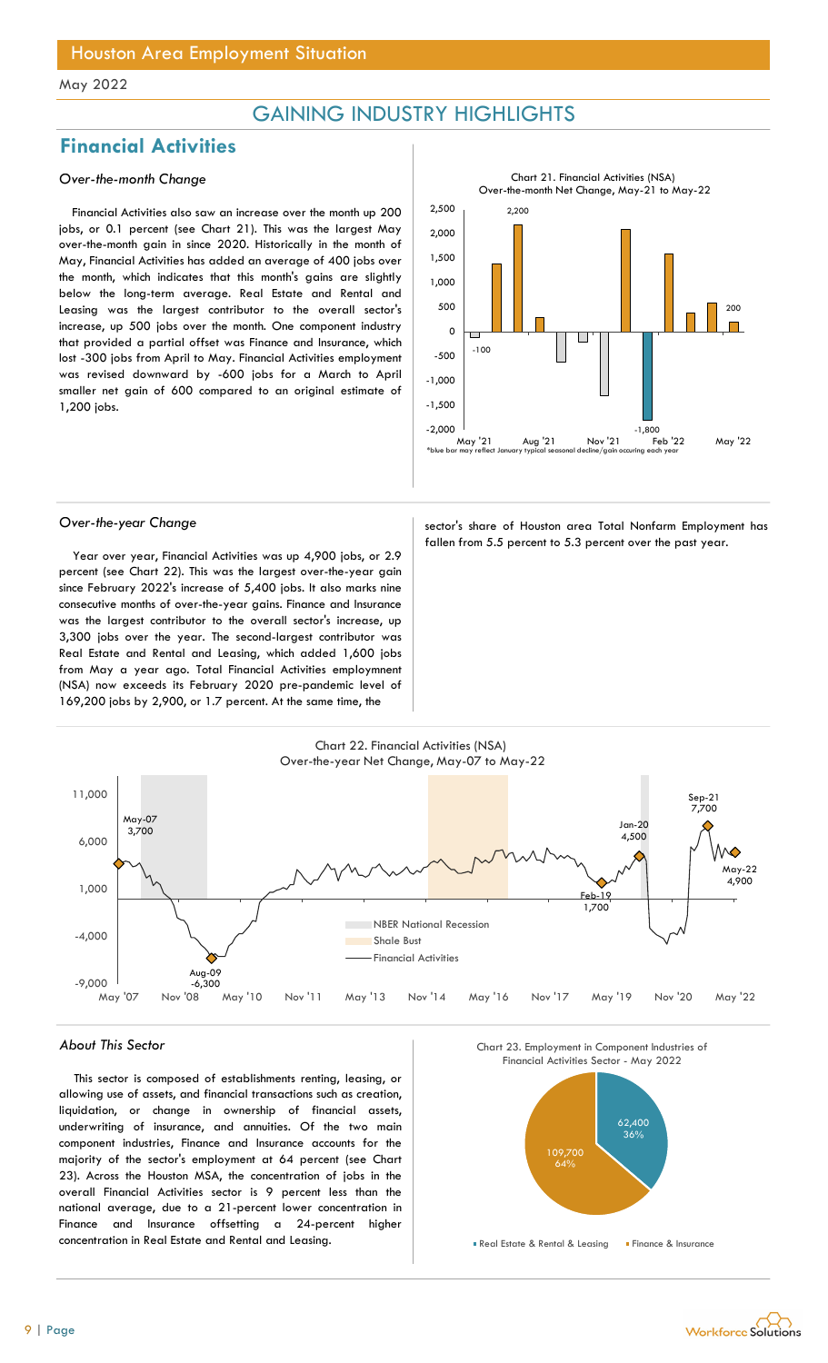Houston Area Employment Situation

May 2022

## GAINING INDUSTRY HIGHLIGHTS

# Financial Activities

*Over-the-month Change*

Financial Activities also saw an increase over the month up 200 jobs, or 0.1 percent (see Chart 21). This was the largest May over-the-month gain in since 2020. Historically in the month of May, Financial Activities has added an average of 400 jobs over the month, which indicates that this month's gains are slightly below the long-term average. Real Estate and Rental and Leasing was the largest contributor to the overall sector's increase, up 500 jobs over the month. One component industry that provided a partial offset was Finance and Insurance, which lost -300 jobs from April to May. Financial Activities employment was revised downward by -600 jobs for a March to April smaller net gain of 600 compared to an original estimate of 1,200 jobs.

Chart 21. Financial Activities (NSA) Over-the-month Net Change, May-21 to May-22

*blue bar may reflect January typical seasonal decline/gain occuring each year

*Over-the-year Change*

Year over year, Financial Activities was up 4,900 jobs, or 2.9 percent (see Chart 22). This was the largest over-the-year gain since February 2022's increase of 5,400 jobs. It also marks nine consecutive months of over-the-year gains. Finance and Insurance was the largest contributor to the overall sector's increase, up 3,300 jobs over the year. The second-largest contributor was Real Estate and Rental and Leasing, which added 1,600 jobs from May a year ago. Total Financial Activities employmnent (NSA) now exceeds its February 2020 pre-pandemic level of 169,200 jobs by 2,900, or 1.7 percent. At the same time, the sector's share of Houston area Total Nonfarm Employment has fallen from 5.5 percent to 5.3 percent over the past year.

Chart 22. Financial Activities (NSA) Over-the-year Net Change, May-07 to May-22

*About This Sector*

This sector is composed of establishments renting, leasing, or allowing use of assets, and financial transactions such as creation, liquidation, or change in ownership of financial assets, underwriting of insurance, and annuities. Of the two main component industries, Finance and Insurance accounts for the majority of the sector's employment at 64 percent (see Chart 23). Across the Houston MSA, the concentration of jobs in the overall Financial Activities sector is 9 percent less than the national average, due to a 21-percent lower concentration in Finance and Insurance offsetting a 24-percent higher concentration in Real Estate and Rental and Leasing.

Chart 23. Employment in Component Industries of Financial Activities Sector - May 2022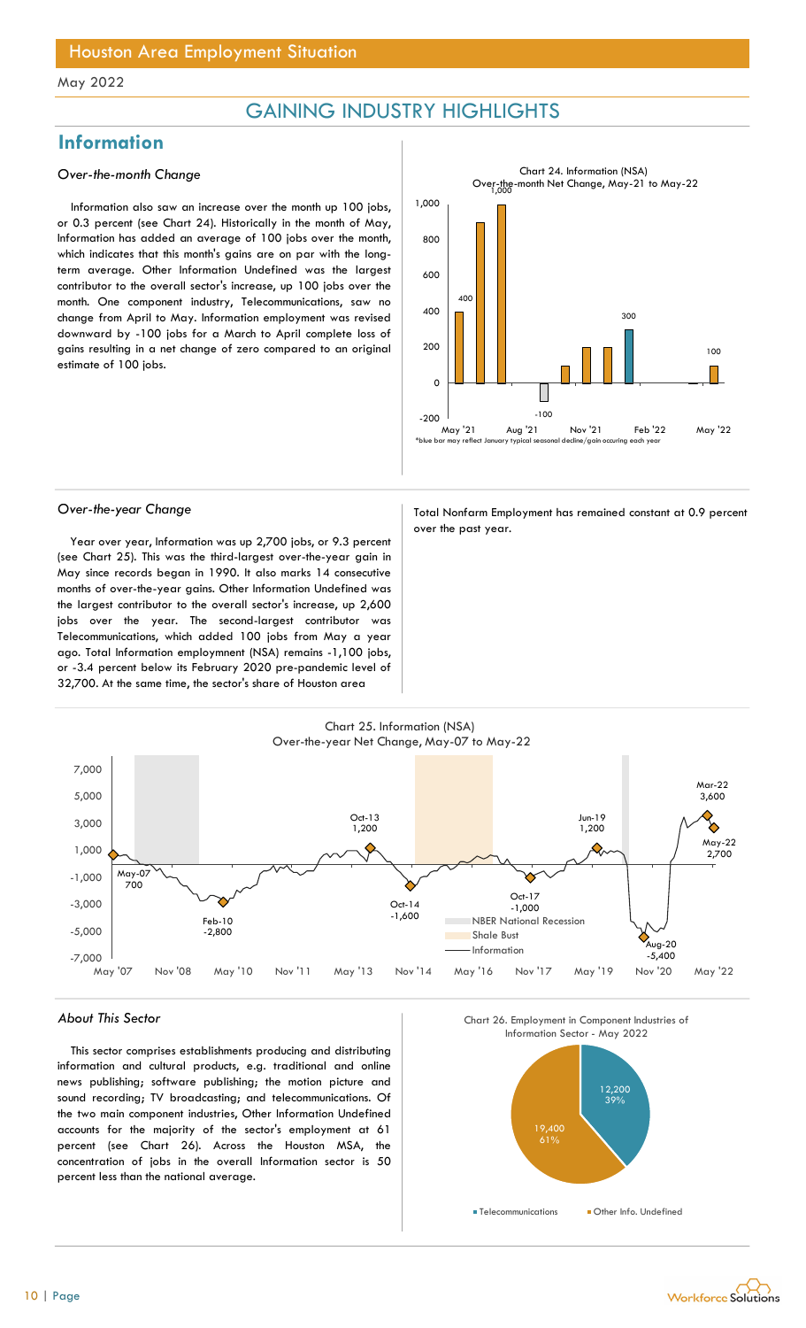# Houston Area Employment Situation

May 2022

## GAINING INDUSTRY HIGHLIGHTS

## Information

### *Over-the-month Change*

Information also saw an increase over the month up 100 jobs, or 0.3 percent (see Chart 24). Historically in the month of May, Information has added an average of 100 jobs over the month, which indicates that this month's gains are on par with the long-term average. Other Information Undefined was the largest contributor to the overall sector's increase, up 100 jobs over the month. One component industry, Telecommunications, saw no change from April to May. Information employment was revised downward by -100 jobs for a March to April complete loss of gains resulting in a net change of zero compared to an original estimate of 100 jobs.

Chart 24. Information (NSA)
Over-the-month Net Change, May-21 to May-22

*blue bar may reflect January typical seasonal decline/gain occuring each year

### *Over-the-year Change*

Year over year, Information was up 2,700 jobs, or 9.3 percent (see Chart 25). This was the third-largest over-the-year gain in May since records began in 1990. It also marks 14 consecutive months of over-the-year gains. Other Information Undefined was the largest contributor to the overall sector's increase, up 2,600 jobs over the year. The second-largest contributor was Telecommunications, which added 100 jobs from May a year ago. Total Information employmnent (NSA) remains -1,100 jobs, or -3.4 percent below its February 2020 pre-pandemic level of 32,700. At the same time, the sector's share of Houston area Total Nonfarm Employment has remained constant at 0.9 percent over the past year.

Chart 25. Information (NSA)
Over-the-year Net Change, May-07 to May-22

### *About This Sector*

This sector comprises establishments producing and distributing information and cultural products, e.g. traditional and online news publishing; software publishing; the motion picture and sound recording; TV broadcasting; and telecommunications. Of the two main component industries, Other Information Undefined accounts for the majority of the sector's employment at 61 percent (see Chart 26). Across the Houston MSA, the concentration of jobs in the overall Information sector is 50 percent less than the national average.

Chart 26. Employment in Component Industries of Information Sector - May 2022

| Component Industry | Employment | Share |
|---|---|---|
| Telecommunications | 12,200 | 39% |
| Other Info. Undefined | 19,400 | 61% |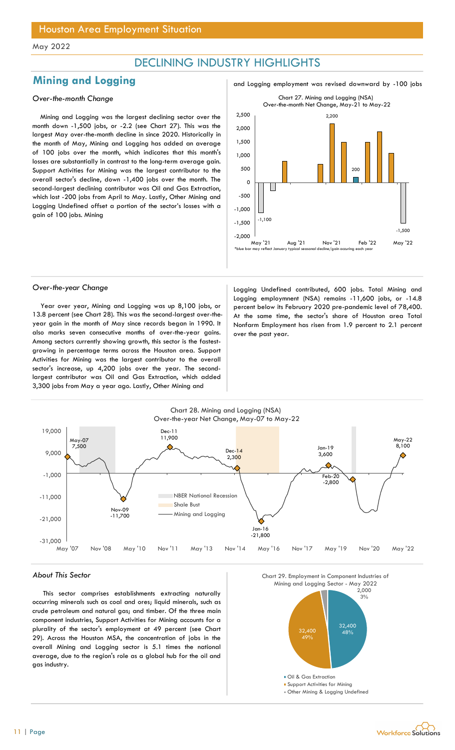## DECLINING INDUSTRY HIGHLIGHTS

## Mining and Logging

### *Over-the-month Change*

Mining and Logging was the largest declining sector over the month down -1,500 jobs, or -2.2 (see Chart 27). This was the largest May over-the-month decline in since 2020. Historically in the month of May, Mining and Logging has added an average of 100 jobs over the month, which indicates that this month's losses are substantially in contrast to the long-term average gain. Support Activities for Mining was the largest contributor to the overall sector's decline, down -1,400 jobs over the month. The second-largest declining contributor was Oil and Gas Extraction, which lost -200 jobs from April to May. Lastly, Other Mining and Logging Undefined offset a portion of the sector's losses with a gain of 100 jobs. Mining and Logging employment was revised downward by -100 jobs

Chart 27. Mining and Logging (NSA) Over-the-month Net Change, May-21 to May-22

*blue bar may reflect January typical seasonal decline/gain occuring each year

### *Over-the-year Change*

Year over year, Mining and Logging was up 8,100 jobs, or 13.8 percent (see Chart 28). This was the second-largest over-the-year gain in the month of May since records began in 1990. It also marks seven consecutive months of over-the-year gains. Among sectors currently showing growth, this sector is the fastest-growing in percentage terms across the Houston area. Support Activities for Mining was the largest contributor to the overall sector's increase, up 4,200 jobs over the year. The second-largest contributor was Oil and Gas Extraction, which added 3,300 jobs from May a year ago. Lastly, Other Mining and Logging Undefined contributed, 600 jobs. Total Mining and Logging employment (NSA) remains -11,600 jobs, or -14.8 percent below its February 2020 pre-pandemic level of 78,400. At the same time, the sector's share of Houston area Total Nonfarm Employment has risen from 1.9 percent to 2.1 percent over the past year.

Chart 28. Mining and Logging (NSA) Over-the-year Net Change, May-07 to May-22

### *About This Sector*

This sector comprises establishments extracting naturally occurring minerals such as coal and ores; liquid minerals, such as crude petroleum and natural gas; and timber. Of the three main component industries, Support Activities for Mining accounts for a plurality of the sector's employment at 49 percent (see Chart 29). Across the Houston MSA, the concentration of jobs in the overall Mining and Logging sector is 5.1 times the national average, due to the region's role as a global hub for the oil and gas industry.

Chart 29. Employment in Component Industries of Mining and Logging Sector - May 2022

| Industry | Employment | Share |
|---|---|---|
| Oil & Gas Extraction | 32,400 | 48% |
| Support Activities for Mining | 32,400 | 49% |
| Other Mining & Logging Undefined | 2,000 | 3% |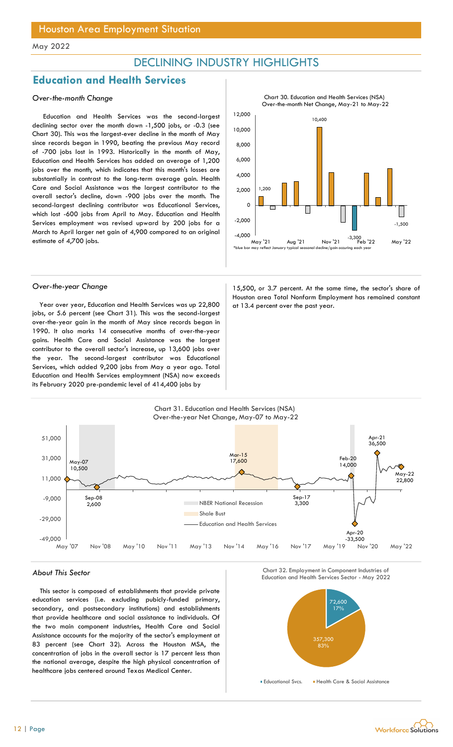# Houston Area Employment Situation

May 2022

## DECLINING INDUSTRY HIGHLIGHTS

## Education and Health Services

### *Over-the-month Change*

Education and Health Services was the second-largest declining sector over the month down -1,500 jobs, or -0.3 (see Chart 30). This was the largest-ever decline in the month of May since records began in 1990, beating the previous May record of -700 jobs lost in 1993. Historically in the month of May, Education and Health Services has added an average of 1,200 jobs over the month, which indicates that this month's losses are substantially in contrast to the long-term average gain. Health Care and Social Assistance was the largest contributor to the overall sector's decline, down -900 jobs over the month. The second-largest declining contributor was Educational Services, which lost -600 jobs from April to May. Education and Health Services employment was revised upward by 200 jobs for a March to April larger net gain of 4,900 compared to an original estimate of 4,700 jobs.

Chart 30. Education and Health Services (NSA) Over-the-month Net Change, May-21 to May-22

*blue bar may reflect January typical seasonal decline/gain occuring each year

### *Over-the-year Change*

Year over year, Education and Health Services was up 22,800 jobs, or 5.6 percent (see Chart 31). This was the second-largest over-the-year gain in the month of May since records began in 1990. It also marks 14 consecutive months of over-the-year gains. Health Care and Social Assistance was the largest contributor to the overall sector's increase, up 13,600 jobs over the year. The second-largest contributor was Educational Services, which added 9,200 jobs from May a year ago. Total Education and Health Services employmnent (NSA) now exceeds its February 2020 pre-pandemic level of 414,400 jobs by 15,500, or 3.7 percent. At the same time, the sector's share of Houston area Total Nonfarm Employment has remained constant at 13.4 percent over the past year.

Chart 31. Education and Health Services (NSA) Over-the-year Net Change, May-07 to May-22

### *About This Sector*

This sector is composed of establishments that provide private education services (i.e. excluding pubicly-funded primary, secondary, and postsecondary institutions) and establishments that provide healthcare and social assistance to individuals. Of the two main component industries, Health Care and Social Assistance accounts for the majority of the sector's employment at 83 percent (see Chart 32). Across the Houston MSA, the concentration of jobs in the overall sector is 17 percent less than the national average, despite the high physical concentration of healthcare jobs centered around Texas Medical Center.

Chart 32. Employment in Component Industries of Education and Health Services Sector - May 2022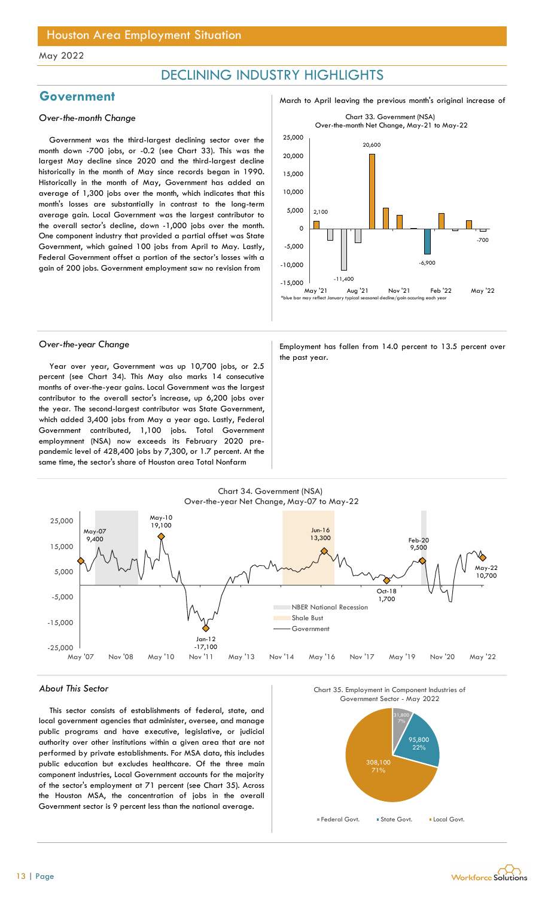## DECLINING INDUSTRY HIGHLIGHTS

## Government

*Over-the-month Change*

Government was the third-largest declining sector over the month down -700 jobs, or -0.2 (see Chart 33). This was the largest May decline since 2020 and the third-largest decline historically in the month of May since records began in 1990. Historically in the month of May, Government has added an average of 1,300 jobs over the month, which indicates that this month's losses are substantially in contrast to the long-term average gain. Local Government was the largest contributor to the overall sector's decline, down -1,000 jobs over the month. One component industry that provided a partial offset was State Government, which gained 100 jobs from April to May. Lastly, Federal Government offset a portion of the sector's losses with a gain of 200 jobs. Government employment saw no revision from March to April leaving the previous month's original increase of

Chart 33. Government (NSA)
Over-the-month Net Change, May-21 to May-22

*blue bar may reflect January typical seasonal decline/gain occuring each year

*Over-the-year Change*

Year over year, Government was up 10,700 jobs, or 2.5 percent (see Chart 34). This May also marks 14 consecutive months of over-the-year gains. Local Government was the largest contributor to the overall sector's increase, up 6,200 jobs over the year. The second-largest contributor was State Government, which added 3,400 jobs from May a year ago. Lastly, Federal Government contributed, 1,100 jobs. Total Government employmnent (NSA) now exceeds its February 2020 pre-pandemic level of 428,400 jobs by 7,300, or 1.7 percent. At the same time, the sector's share of Houston area Total Nonfarm Employment has fallen from 14.0 percent to 13.5 percent over the past year.

Chart 34. Government (NSA)
Over-the-year Net Change, May-07 to May-22

*About This Sector*

This sector consists of establishments of federal, state, and local government agencies that administer, oversee, and manage public programs and have executive, legislative, or judicial authority over other institutions within a given area that are not performed by private establishments. For MSA data, this includes public education but excludes healthcare. Of the three main component industries, Local Government accounts for the majority of the sector's employment at 71 percent (see Chart 35). Across the Houston MSA, the concentration of jobs in the overall Government sector is 9 percent less than the national average.

Chart 35. Employment in Component Industries of Government Sector - May 2022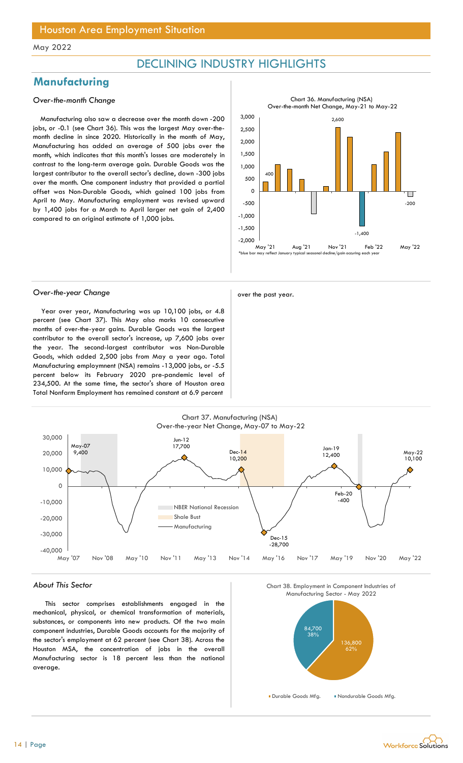## DECLINING INDUSTRY HIGHLIGHTS

## Manufacturing

*Over-the-month Change*

Manufacturing also saw a decrease over the month down -200 jobs, or -0.1 (see Chart 36). This was the largest May over-the-month decline in since 2020. Historically in the month of May, Manufacturing has added an average of 500 jobs over the month, which indicates that this month's losses are moderately in contrast to the long-term average gain. Durable Goods was the largest contributor to the overall sector's decline, down -300 jobs over the month. One component industry that provided a partial offset was Non-Durable Goods, which gained 100 jobs from April to May. Manufacturing employment was revised upward by 1,400 jobs for a March to April larger net gain of 2,400 compared to an original estimate of 1,000 jobs.

Chart 36. Manufacturing (NSA) Over-the-month Net Change, May-21 to May-22

*blue bar may reflect January typical seasonal decline/gain occuring each year

*Over-the-year Change*

Year over year, Manufacturing was up 10,100 jobs, or 4.8 percent (see Chart 37). This May also marks 10 consecutive months of over-the-year gains. Durable Goods was the largest contributor to the overall sector's increase, up 7,600 jobs over the year. The second-largest contributor was Non-Durable Goods, which added 2,500 jobs from May a year ago. Total Manufacturing employmnent (NSA) remains -13,000 jobs, or -5.5 percent below its February 2020 pre-pandemic level of 234,500. At the same time, the sector's share of Houston area Total Nonfarm Employment has remained constant at 6.9 percent over the past year.

Chart 37. Manufacturing (NSA) Over-the-year Net Change, May-07 to May-22

*About This Sector*

This sector comprises establishments engaged in the mechanical, physical, or chemical transformation of materials, substances, or components into new products. Of the two main component industries, Durable Goods accounts for the majority of the sector's employment at 62 percent (see Chart 38). Across the Houston MSA, the concentration of jobs in the overall Manufacturing sector is 18 percent less than the national average.

Chart 38. Employment in Component Industries of Manufacturing Sector - May 2022

| Component Industry | Employment | Share |
|---|---|---|
| Durable Goods Mfg. | 136,800 | 62% |
| Nondurable Goods Mfg. | 84,700 | 38% |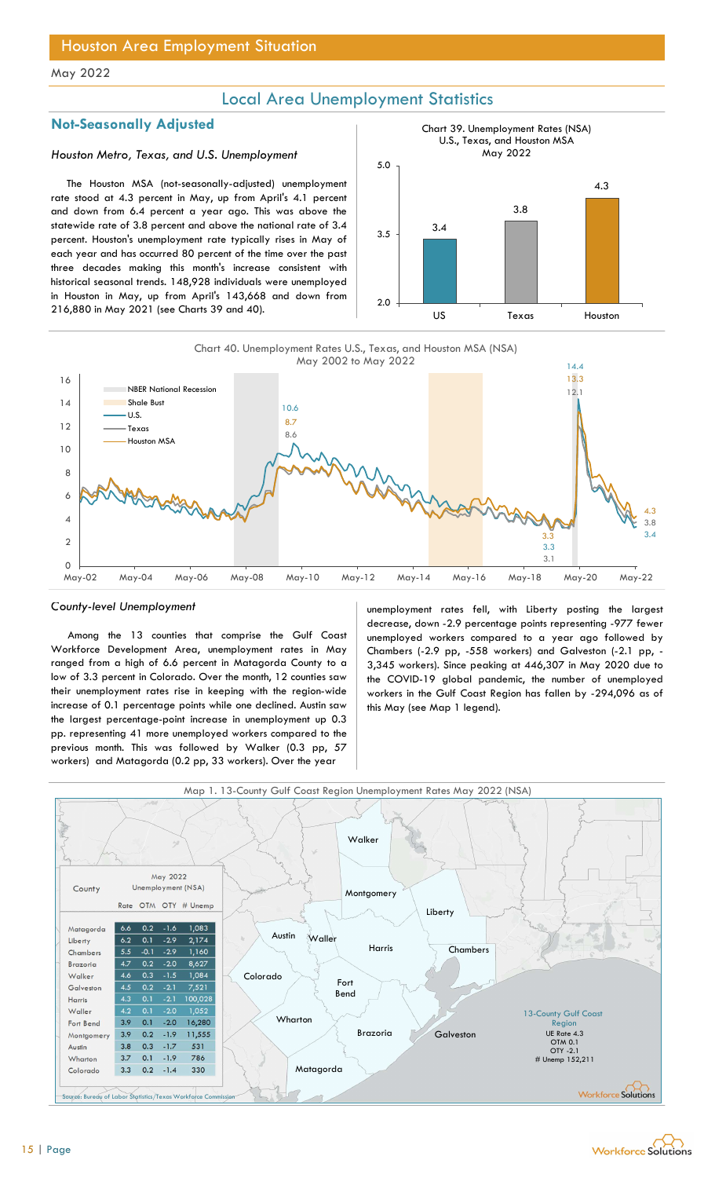## Houston Area Employment Situation

May 2022

# Local Area Unemployment Statistics

### Not-Seasonally Adjusted

*Houston Metro, Texas, and U.S. Unemployment*

The Houston MSA (not-seasonally-adjusted) unemployment rate stood at 4.3 percent in May, up from April's 4.1 percent and down from 6.4 percent a year ago. This was above the statewide rate of 3.8 percent and above the national rate of 3.4 percent. Houston's unemployment rate typically rises in May of each year and has occurred 80 percent of the time over the past three decades making this month's increase consistent with historical seasonal trends. 148,928 individuals were unemployed in Houston in May, up from April's 143,668 and down from 216,880 in May 2021 (see Charts 39 and 40).

Chart 39. Unemployment Rates (NSA) U.S., Texas, and Houston MSA May 2022

| | US | Texas | Houston |
|---|---|---|---|
| Rate | 3.4 | 3.8 | 4.3 |

Chart 40. Unemployment Rates U.S., Texas, and Houston MSA (NSA) May 2002 to May 2022

*County-level Unemployment*

Among the 13 counties that comprise the Gulf Coast Workforce Development Area, unemployment rates in May ranged from a high of 6.6 percent in Matagorda County to a low of 3.3 percent in Colorado. Over the month, 12 counties saw their unemployment rates rise in keeping with the region-wide increase of 0.1 percentage points while one declined. Austin saw the largest percentage-point increase in unemployment up 0.3 pp. representing 41 more unemployed workers compared to the previous month. This was followed by Walker (0.3 pp, 57 workers) and Matagorda (0.2 pp, 33 workers). Over the year unemployment rates fell, with Liberty posting the largest decrease, down -2.9 percentage points representing -977 fewer unemployed workers compared to a year ago followed by Chambers (-2.9 pp, -558 workers) and Galveston (-2.1 pp, -3,345 workers). Since peaking at 446,307 in May 2020 due to the COVID-19 global pandemic, the number of unemployed workers in the Gulf Coast Region has fallen by -294,096 as of this May (see Map 1 legend).

Map 1. 13-County Gulf Coast Region Unemployment Rates May 2022 (NSA)

| County | Rate | OTM | OTY | # Unemp |
|---|---|---|---|---|
| Matagorda | 6.6 | 0.2 | -1.6 | 1,083 |
| Liberty | 6.2 | 0.1 | -2.9 | 2,174 |
| Chambers | 5.5 | -0.1 | -2.9 | 1,160 |
| Brazoria | 4.7 | 0.2 | -2.0 | 8,627 |
| Walker | 4.6 | 0.3 | -1.5 | 1,084 |
| Galveston | 4.5 | 0.2 | -2.1 | 7,521 |
| Harris | 4.3 | 0.1 | -2.1 | 100,028 |
| Waller | 4.2 | 0.1 | -2.0 | 1,052 |
| Fort Bend | 3.9 | 0.1 | -2.0 | 16,280 |
| Montgomery | 3.9 | 0.2 | -1.9 | 11,555 |
| Austin | 3.8 | 0.3 | -1.7 | 531 |
| Wharton | 3.7 | 0.1 | -1.9 | 786 |
| Colorado | 3.3 | 0.2 | -1.4 | 330 |

13-County Gulf Coast Region: UE Rate 4.3, OTM 0.1, OTY -2.1, # Unemp 152,211

Source: Bureau of Labor Statistics/Texas Workforce Commission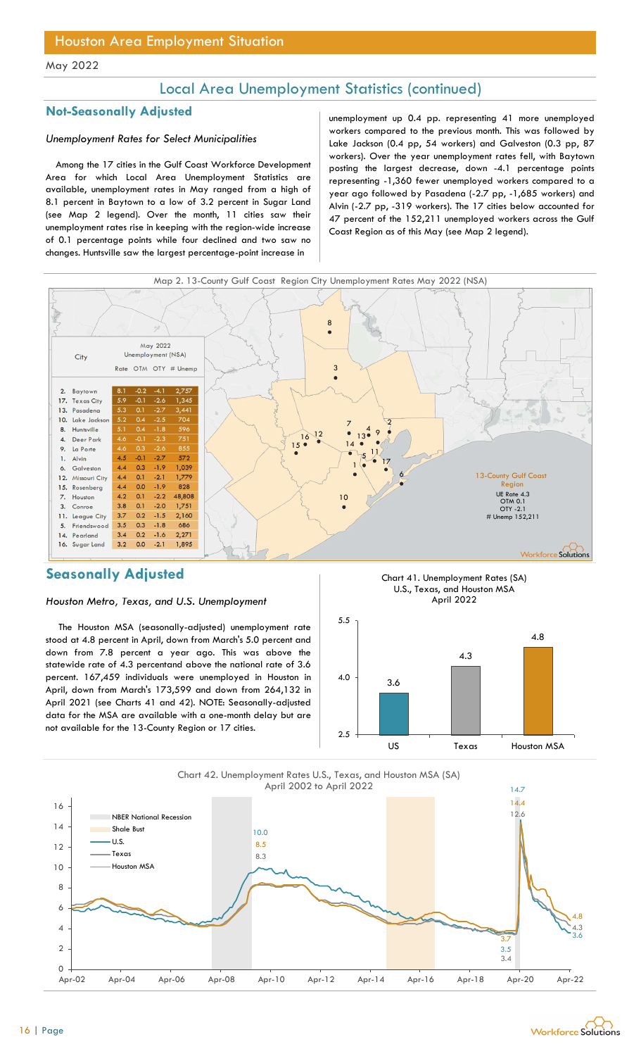# Houston Area Employment Situation

May 2022

## Local Area Unemployment Statistics (continued)

### Not-Seasonally Adjusted

*Unemployment Rates for Select Municipalities*

Among the 17 cities in the Gulf Coast Workforce Development Area for which Local Area Unemployment Statistics are available, unemployment rates in May ranged from a high of 8.1 percent in Baytown to a low of 3.2 percent in Sugar Land (see Map 2 legend). Over the month, 11 cities saw their unemployment rates rise in keeping with the region-wide increase of 0.1 percentage points while four declined and two saw no changes. Huntsville saw the largest percentage-point increase in unemployment up 0.4 pp. representing 41 more unemployed workers compared to the previous month. This was followed by Lake Jackson (0.4 pp, 54 workers) and Galveston (0.3 pp, 87 workers). Over the year unemployment rates fell, with Baytown posting the largest decrease, down -4.1 percentage points representing -1,360 fewer unemployed workers compared to a year ago followed by Pasadena (-2.7 pp, -1,685 workers) and Alvin (-2.7 pp, -319 workers). The 17 cities below accounted for 47 percent of the 152,211 unemployed workers across the Gulf Coast Region as of this May (see Map 2 legend).

Map 2. 13-County Gulf Coast Region City Unemployment Rates May 2022 (NSA)

| City | May 2022 Unemployment (NSA) Rate | OTM | OTY | # Unemp |
|---|---|---|---|---|
| 2. Baytown | 8.1 | -0.2 | -4.1 | 2,757 |
| 17. Texas City | 5.9 | -0.1 | -2.6 | 1,345 |
| 13. Pasadena | 5.3 | 0.1 | -2.7 | 3,441 |
| 10. Lake Jackson | 5.2 | 0.4 | -2.5 | 704 |
| 8. Huntsville | 5.1 | 0.4 | -1.8 | 596 |
| 4. Deer Park | 4.6 | -0.1 | -2.3 | 751 |
| 9. La Porte | 4.6 | 0.3 | -2.6 | 855 |
| 1. Alvin | 4.5 | -0.1 | -2.7 | 572 |
| 6. Galveston | 4.4 | 0.3 | -1.9 | 1,039 |
| 12. Missouri City | 4.4 | 0.1 | -2.1 | 1,779 |
| 15. Rosenberg | 4.4 | 0.0 | -1.9 | 828 |
| 7. Houston | 4.2 | 0.1 | -2.2 | 48,808 |
| 3. Conroe | 3.8 | 0.1 | -2.0 | 1,751 |
| 11. League City | 3.7 | 0.2 | -1.5 | 2,160 |
| 5. Friendswood | 3.5 | 0.3 | -1.8 | 686 |
| 14. Pearland | 3.4 | 0.2 | -1.6 | 2,271 |
| 16. Sugar Land | 3.2 | 0.0 | -2.1 | 1,895 |

13-County Gulf Coast Region: UE Rate 4.3, OTM 0.1, OTY -2.1, # Unemp 152,211

### Seasonally Adjusted

*Houston Metro, Texas, and U.S. Unemployment*

The Houston MSA (seasonally-adjusted) unemployment rate stood at 4.8 percent in April, down from March's 5.0 percent and down from 7.8 percent a year ago. This was above the statewide rate of 4.3 percentand above the national rate of 3.6 percent. 167,459 individuals were unemployed in Houston in April, down from March's 173,599 and down from 264,132 in April 2021 (see Charts 41 and 42). NOTE: Seasonally-adjusted data for the MSA are available with a one-month delay but are not available for the 13-County Region or 17 cities.

Chart 41. Unemployment Rates (SA) U.S., Texas, and Houston MSA April 2022

| | US | Texas | Houston MSA |
|---|---|---|---|
| Rate | 3.6 | 4.3 | 4.8 |

Chart 42. Unemployment Rates U.S., Texas, and Houston MSA (SA) April 2002 to April 2022

Legend: NBER National Recession; Shale Bust; U.S.; Texas; Houston MSA. Labeled values: 2010 peak — 10.0, 8.5, 8.3; April 2020 peak — 14.7, 14.4, 12.6; pre-pandemic lows — 3.7, 3.5, 3.4; April 2022 — 4.8, 4.3, 3.6.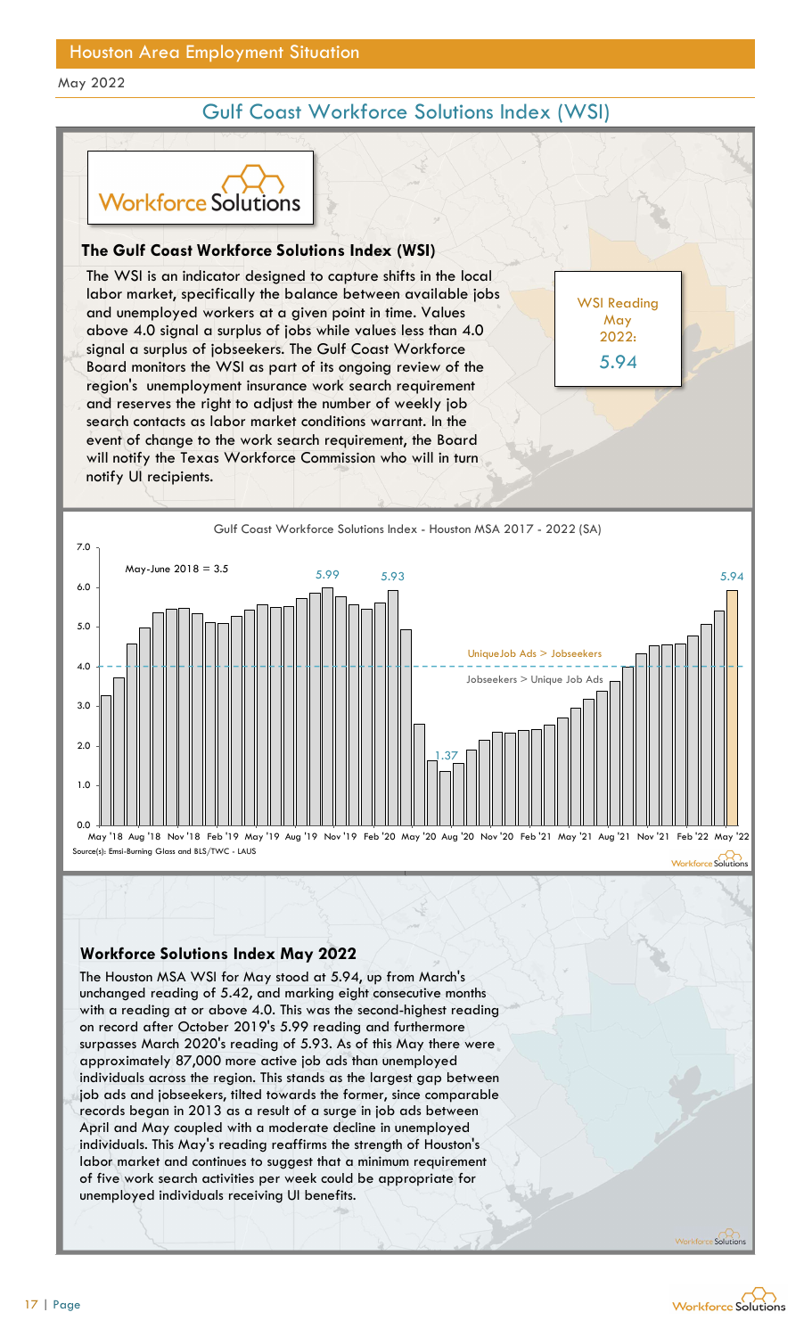## Houston Area Employment Situation

May 2022

# Gulf Coast Workforce Solutions Index (WSI)

### The Gulf Coast Workforce Solutions Index (WSI)

The WSI is an indicator designed to capture shifts in the local labor market, specifically the balance between available jobs and unemployed workers at a given point in time. Values above 4.0 signal a surplus of jobs while values less than 4.0 signal a surplus of jobseekers. The Gulf Coast Workforce Board monitors the WSI as part of its ongoing review of the region's unemployment insurance work search requirement and reserves the right to adjust the number of weekly job search contacts as labor market conditions warrant. In the event of change to the work search requirement, the Board will notify the Texas Workforce Commission who will in turn notify UI recipients.

WSI Reading May 2022: **5.94**

Gulf Coast Workforce Solutions Index - Houston MSA 2017 - 2022 (SA)

May-June 2018 = 3.5

Unique Job Ads > Jobseekers

Jobseekers > Unique Job Ads

Source(s): Emsi-Burning Glass and BLS/TWC - LAUS

### Workforce Solutions Index May 2022

The Houston MSA WSI for May stood at 5.94, up from March's unchanged reading of 5.42, and marking eight consecutive months with a reading at or above 4.0. This was the second-highest reading on record after October 2019's 5.99 reading and furthermore surpasses March 2020's reading of 5.93. As of this May there were approximately 87,000 more active job ads than unemployed individuals across the region. This stands as the largest gap between job ads and jobseekers, tilted towards the former, since comparable records began in 2013 as a result of a surge in job ads between April and May coupled with a moderate decline in unemployed individuals. This May's reading reaffirms the strength of Houston's labor market and continues to suggest that a minimum requirement of five work search activities per week could be appropriate for unemployed individuals receiving UI benefits.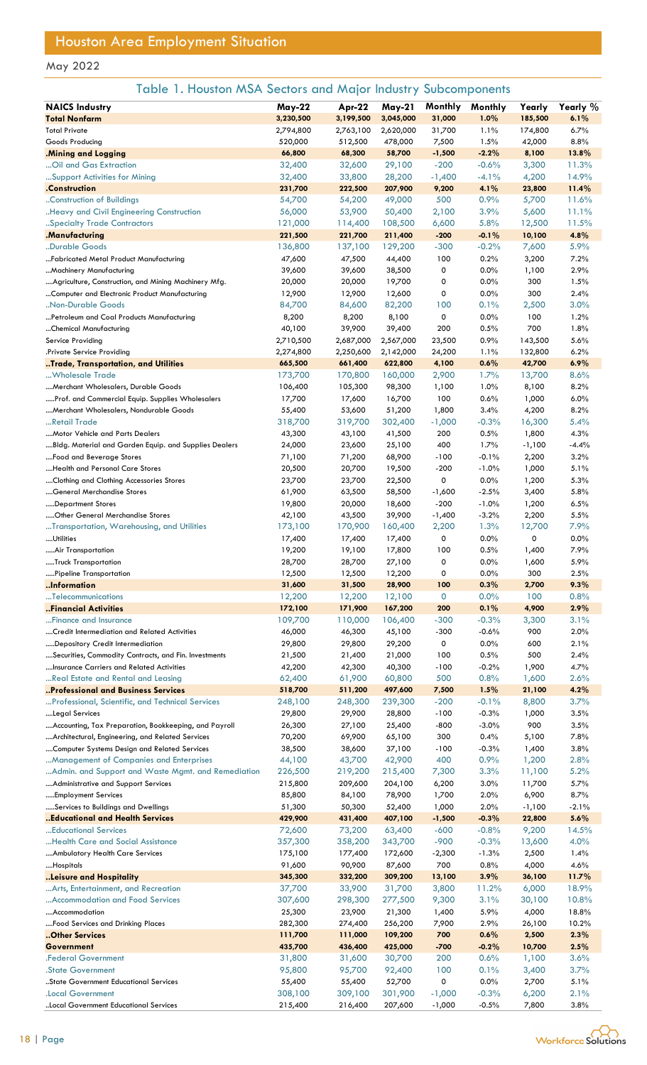# Houston Area Employment Situation

May 2022

## Table 1. Houston MSA Sectors and Major Industry Subcomponents

| NAICS Industry | May-22 | Apr-22 | May-21 | Monthly | Monthly | Yearly | Yearly % |
|---|---|---|---|---|---|---|---|
| **Total Nonfarm** | **3,230,500** | **3,199,500** | **3,045,000** | **31,000** | **1.0%** | **185,500** | **6.1%** |
| Total Private | 2,794,800 | 2,763,100 | 2,620,000 | 31,700 | 1.1% | 174,800 | 6.7% |
| Goods Producing | 520,000 | 512,500 | 478,000 | 7,500 | 1.5% | 42,000 | 8.8% |
| **.Mining and Logging** | **66,800** | **68,300** | **58,700** | **-1,500** | **-2.2%** | **8,100** | **13.8%** |
| ...Oil and Gas Extraction | 32,400 | 32,600 | 29,100 | -200 | -0.6% | 3,300 | 11.3% |
| ...Support Activities for Mining | 32,400 | 33,800 | 28,200 | -1,400 | -4.1% | 4,200 | 14.9% |
| **.Construction** | **231,700** | **222,500** | **207,900** | **9,200** | **4.1%** | **23,800** | **11.4%** |
| ..Construction of Buildings | 54,700 | 54,200 | 49,000 | 500 | 0.9% | 5,700 | 11.6% |
| ..Heavy and Civil Engineering Construction | 56,000 | 53,900 | 50,400 | 2,100 | 3.9% | 5,600 | 11.1% |
| ..Specialty Trade Contractors | 121,000 | 114,400 | 108,500 | 6,600 | 5.8% | 12,500 | 11.5% |
| **.Manufacturing** | **221,500** | **221,700** | **211,400** | **-200** | **-0.1%** | **10,100** | **4.8%** |
| ..Durable Goods | 136,800 | 137,100 | 129,200 | -300 | -0.2% | 7,600 | 5.9% |
| ...Fabricated Metal Product Manufacturing | 47,600 | 47,500 | 44,400 | 100 | 0.2% | 3,200 | 7.2% |
| ...Machinery Manufacturing | 39,600 | 39,600 | 38,500 | 0 | 0.0% | 1,100 | 2.9% |
| ....Agriculture, Construction, and Mining Machinery Mfg. | 20,000 | 20,000 | 19,700 | 0 | 0.0% | 300 | 1.5% |
| ...Computer and Electronic Product Manufacturing | 12,900 | 12,900 | 12,600 | 0 | 0.0% | 300 | 2.4% |
| ..Non-Durable Goods | 84,700 | 84,600 | 82,200 | 100 | 0.1% | 2,500 | 3.0% |
| ...Petroleum and Coal Products Manufacturing | 8,200 | 8,200 | 8,100 | 0 | 0.0% | 100 | 1.2% |
| ...Chemical Manufacturing | 40,100 | 39,900 | 39,400 | 200 | 0.5% | 700 | 1.8% |
| Service Providing | 2,710,500 | 2,687,000 | 2,567,000 | 23,500 | 0.9% | 143,500 | 5.6% |
| .Private Service Providing | 2,274,800 | 2,250,600 | 2,142,000 | 24,200 | 1.1% | 132,800 | 6.2% |
| **..Trade, Transportation, and Utilities** | **665,500** | **661,400** | **622,800** | **4,100** | **0.6%** | **42,700** | **6.9%** |
| ...Wholesale Trade | 173,700 | 170,800 | 160,000 | 2,900 | 1.7% | 13,700 | 8.6% |
| ....Merchant Wholesalers, Durable Goods | 106,400 | 105,300 | 98,300 | 1,100 | 1.0% | 8,100 | 8.2% |
| .....Prof. and Commercial Equip. Supplies Wholesalers | 17,700 | 17,600 | 16,700 | 100 | 0.6% | 1,000 | 6.0% |
| ....Merchant Wholesalers, Nondurable Goods | 55,400 | 53,600 | 51,200 | 1,800 | 3.4% | 4,200 | 8.2% |
| ...Retail Trade | 318,700 | 319,700 | 302,400 | -1,000 | -0.3% | 16,300 | 5.4% |
| ....Motor Vehicle and Parts Dealers | 43,300 | 43,100 | 41,500 | 200 | 0.5% | 1,800 | 4.3% |
| ....Bldg. Material and Garden Equip. and Supplies Dealers | 24,000 | 23,600 | 25,100 | 400 | 1.7% | -1,100 | -4.4% |
| ....Food and Beverage Stores | 71,100 | 71,200 | 68,900 | -100 | -0.1% | 2,200 | 3.2% |
| ....Health and Personal Care Stores | 20,500 | 20,700 | 19,500 | -200 | -1.0% | 1,000 | 5.1% |
| ....Clothing and Clothing Accessories Stores | 23,700 | 23,700 | 22,500 | 0 | 0.0% | 1,200 | 5.3% |
| ....General Merchandise Stores | 61,900 | 63,500 | 58,500 | -1,600 | -2.5% | 3,400 | 5.8% |
| .....Department Stores | 19,800 | 20,000 | 18,600 | -200 | -1.0% | 1,200 | 6.5% |
| .....Other General Merchandise Stores | 42,100 | 43,500 | 39,900 | -1,400 | -3.2% | 2,200 | 5.5% |
| ...Transportation, Warehousing, and Utilities | 173,100 | 170,900 | 160,400 | 2,200 | 1.3% | 12,700 | 7.9% |
| ....Utilities | 17,400 | 17,400 | 17,400 | 0 | 0.0% | 0 | 0.0% |
| .....Air Transportation | 19,200 | 19,100 | 17,800 | 100 | 0.5% | 1,400 | 7.9% |
| .....Truck Transportation | 28,700 | 28,700 | 27,100 | 0 | 0.0% | 1,600 | 5.9% |
| .....Pipeline Transportation | 12,500 | 12,500 | 12,200 | 0 | 0.0% | 300 | 2.5% |
| **..Information** | **31,600** | **31,500** | **28,900** | **100** | **0.3%** | **2,700** | **9.3%** |
| ...Telecommunications | 12,200 | 12,200 | 12,100 | 0 | 0.0% | 100 | 0.8% |
| **..Financial Activities** | **172,100** | **171,900** | **167,200** | **200** | **0.1%** | **4,900** | **2.9%** |
| ...Finance and Insurance | 109,700 | 110,000 | 106,400 | -300 | -0.3% | 3,300 | 3.1% |
| ....Credit Intermediation and Related Activities | 46,000 | 46,300 | 45,100 | -300 | -0.6% | 900 | 2.0% |
| .....Depository Credit Intermediation | 29,800 | 29,800 | 29,200 | 0 | 0.0% | 600 | 2.1% |
| ....Securities, Commodity Contracts, and Fin. Investments | 21,500 | 21,400 | 21,000 | 100 | 0.5% | 500 | 2.4% |
| ....Insurance Carriers and Related Activities | 42,200 | 42,300 | 40,300 | -100 | -0.2% | 1,900 | 4.7% |
| ...Real Estate and Rental and Leasing | 62,400 | 61,900 | 60,800 | 500 | 0.8% | 1,600 | 2.6% |
| **..Professional and Business Services** | **518,700** | **511,200** | **497,600** | **7,500** | **1.5%** | **21,100** | **4.2%** |
| ...Professional, Scientific, and Technical Services | 248,100 | 248,300 | 239,300 | -200 | -0.1% | 8,800 | 3.7% |
| ....Legal Services | 29,800 | 29,900 | 28,800 | -100 | -0.3% | 1,000 | 3.5% |
| ....Accounting, Tax Preparation, Bookkeeping, and Payroll | 26,300 | 27,100 | 25,400 | -800 | -3.0% | 900 | 3.5% |
| ....Architectural, Engineering, and Related Services | 70,200 | 69,900 | 65,100 | 300 | 0.4% | 5,100 | 7.8% |
| ....Computer Systems Design and Related Services | 38,500 | 38,600 | 37,100 | -100 | -0.3% | 1,400 | 3.8% |
| ...Management of Companies and Enterprises | 44,100 | 43,700 | 42,900 | 400 | 0.9% | 1,200 | 2.8% |
| ...Admin. and Support and Waste Mgmt. and Remediation | 226,500 | 219,200 | 215,400 | 7,300 | 3.3% | 11,100 | 5.2% |
| ....Administrative and Support Services | 215,800 | 209,600 | 204,100 | 6,200 | 3.0% | 11,700 | 5.7% |
| .....Employment Services | 85,800 | 84,100 | 78,900 | 1,700 | 2.0% | 6,900 | 8.7% |
| .....Services to Buildings and Dwellings | 51,300 | 50,300 | 52,400 | 1,000 | 2.0% | -1,100 | -2.1% |
| **..Educational and Health Services** | **429,900** | **431,400** | **407,100** | **-1,500** | **-0.3%** | **22,800** | **5.6%** |
| ...Educational Services | 72,600 | 73,200 | 63,400 | -600 | -0.8% | 9,200 | 14.5% |
| ...Health Care and Social Assistance | 357,300 | 358,200 | 343,700 | -900 | -0.3% | 13,600 | 4.0% |
| ....Ambulatory Health Care Services | 175,100 | 177,400 | 172,600 | -2,300 | -1.3% | 2,500 | 1.4% |
| ....Hospitals | 91,600 | 90,900 | 87,600 | 700 | 0.8% | 4,000 | 4.6% |
| **..Leisure and Hospitality** | **345,300** | **332,200** | **309,200** | **13,100** | **3.9%** | **36,100** | **11.7%** |
| ...Arts, Entertainment, and Recreation | 37,700 | 33,900 | 31,700 | 3,800 | 11.2% | 6,000 | 18.9% |
| ...Accommodation and Food Services | 307,600 | 298,300 | 277,500 | 9,300 | 3.1% | 30,100 | 10.8% |
| ....Accommodation | 25,300 | 23,900 | 21,300 | 1,400 | 5.9% | 4,000 | 18.8% |
| ....Food Services and Drinking Places | 282,300 | 274,400 | 256,200 | 7,900 | 2.9% | 26,100 | 10.2% |
| **..Other Services** | **111,700** | **111,000** | **109,200** | **700** | **0.6%** | **2,500** | **2.3%** |
| **Government** | **435,700** | **436,400** | **425,000** | **-700** | **-0.2%** | **10,700** | **2.5%** |
| .Federal Government | 31,800 | 31,600 | 30,700 | 200 | 0.6% | 1,100 | 3.6% |
| .State Government | 95,800 | 95,700 | 92,400 | 100 | 0.1% | 3,400 | 3.7% |
| ..State Government Educational Services | 55,400 | 55,400 | 52,700 | 0 | 0.0% | 2,700 | 5.1% |
| .Local Government | 308,100 | 309,100 | 301,900 | -1,000 | -0.3% | 6,200 | 2.1% |
| ..Local Government Educational Services | 215,400 | 216,400 | 207,600 | -1,000 | -0.5% | 7,800 | 3.8% |